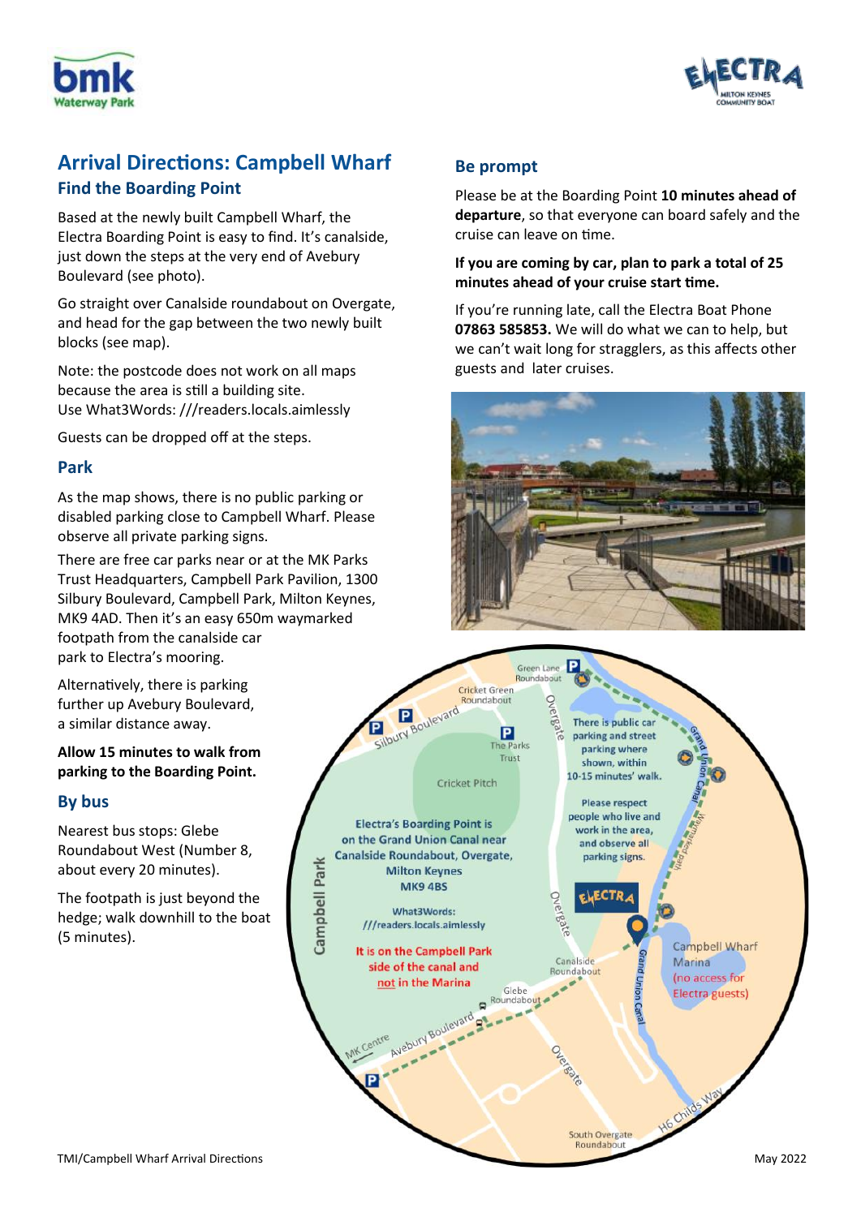# Arrival Directions: Campbell Wharf

## Find the Boarding Point

Based at the newly built Campbell Wharf, the Electra Boarding Point is easy to find. It's canalside, just down the steps at the very end of Avebury Boulevard (see photo).

Go straight over Canalside roundabout on Overgate, and head for the gap between the two newly built blocks (see map).

Note: the postcode does not work on all maps because the area is still a building site.
Use What3Words: ///readers.locals.aimlessly

Guests can be dropped off at the steps.

## Park

As the map shows, there is no public parking or disabled parking close to Campbell Wharf. Please observe all private parking signs.

There are free car parks near or at the MK Parks Trust Headquarters, Campbell Park Pavilion, 1300 Silbury Boulevard, Campbell Park, Milton Keynes, MK9 4AD. Then it's an easy 650m waymarked footpath from the canalside car park to Electra's mooring.

Alternatively, there is parking further up Avebury Boulevard, a similar distance away.

**Allow 15 minutes to walk from parking to the Boarding Point.**

## By bus

Nearest bus stops: Glebe Roundabout West (Number 8, about every 20 minutes).

The footpath is just beyond the hedge; walk downhill to the boat (5 minutes).

## Be prompt

Please be at the Boarding Point **10 minutes ahead of departure**, so that everyone can board safely and the cruise can leave on time.

**If you are coming by car, plan to park a total of 25 minutes ahead of your cruise start time.**

If you're running late, call the Electra Boat Phone **07863 585853.** We will do what we can to help, but we can't wait long for stragglers, as this affects other guests and later cruises.

Electra's Boarding Point is on the Grand Union Canal near Canalside Roundabout, Overgate, Milton Keynes MK9 4BS

What3Words: ///readers.locals.aimlessly

It is on the Campbell Park side of the canal and not in the Marina

There is public car parking and street parking where shown, within 10-15 minutes' walk.

Please respect people who live and work in the area, and observe all parking signs.

Campbell Wharf Marina (no access for Electra guests)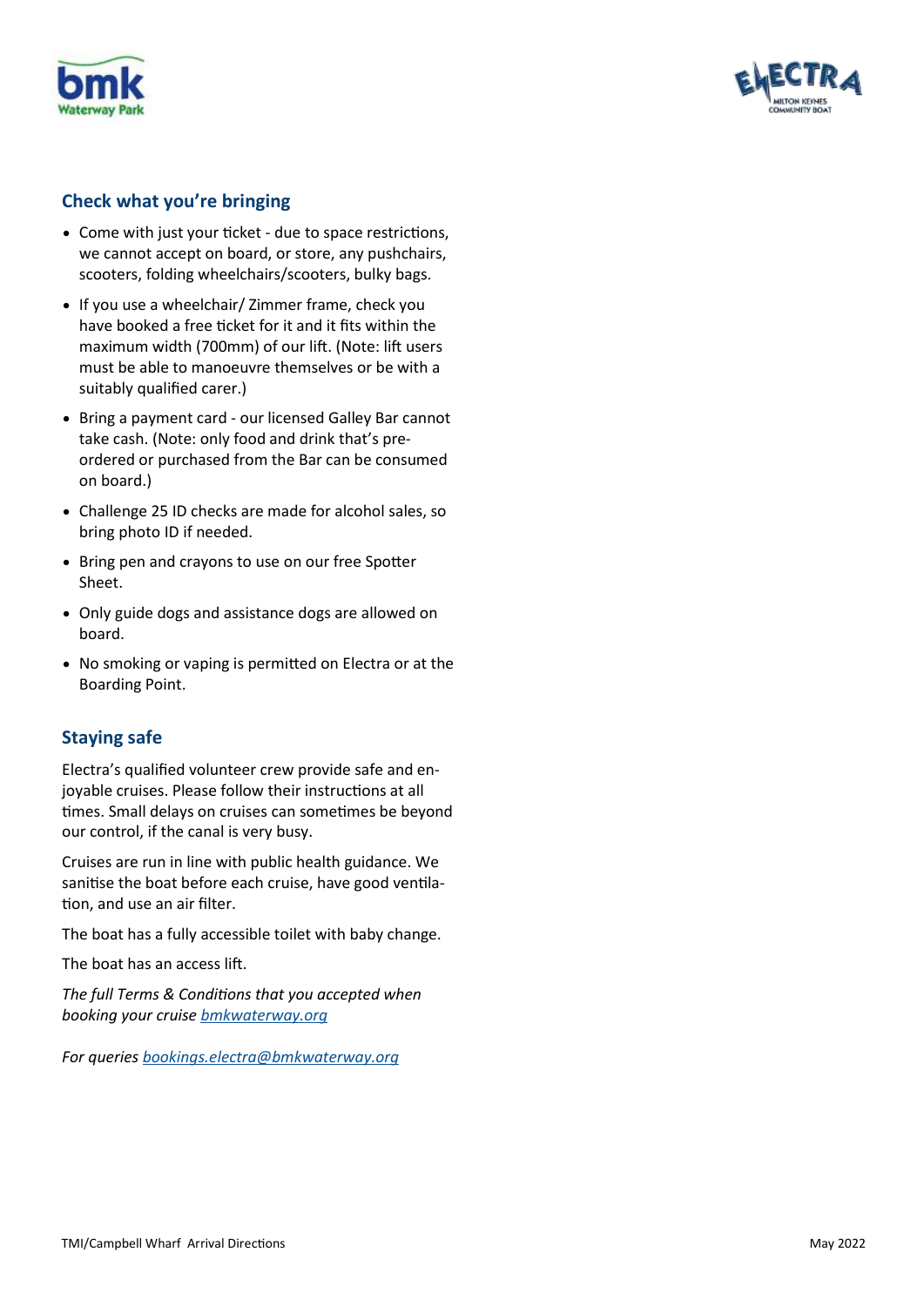## Check what you're bringing

- Come with just your ticket - due to space restrictions, we cannot accept on board, or store, any pushchairs, scooters, folding wheelchairs/scooters, bulky bags.
- If you use a wheelchair/ Zimmer frame, check you have booked a free ticket for it and it fits within the maximum width (700mm) of our lift. (Note: lift users must be able to manoeuvre themselves or be with a suitably qualified carer.)
- Bring a payment card - our licensed Galley Bar cannot take cash. (Note: only food and drink that's pre-ordered or purchased from the Bar can be consumed on board.)
- Challenge 25 ID checks are made for alcohol sales, so bring photo ID if needed.
- Bring pen and crayons to use on our free Spotter Sheet.
- Only guide dogs and assistance dogs are allowed on board.
- No smoking or vaping is permitted on Electra or at the Boarding Point.

## Staying safe

Electra's qualified volunteer crew provide safe and enjoyable cruises. Please follow their instructions at all times. Small delays on cruises can sometimes be beyond our control, if the canal is very busy.

Cruises are run in line with public health guidance. We sanitise the boat before each cruise, have good ventilation, and use an air filter.

The boat has a fully accessible toilet with baby change.

The boat has an access lift.

*The full Terms & Conditions that you accepted when booking your cruise* [bmkwaterway.org](bmkwaterway.org)

*For queries* [bookings.electra@bmkwaterway.org](mailto:bookings.electra@bmkwaterway.org)

TMI/Campbell Wharf Arrival Directions

May 2022